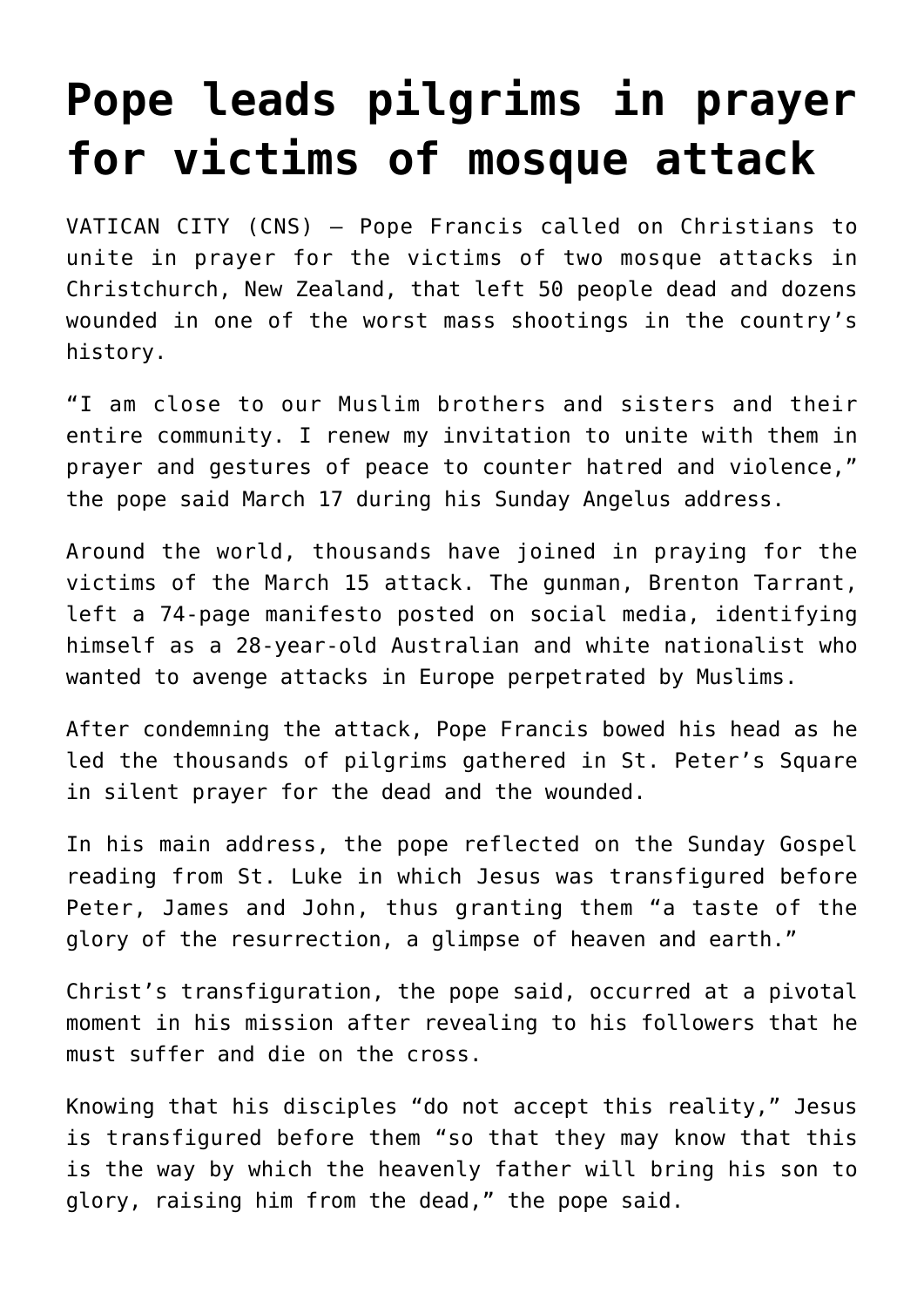# Pope leads pilgrims in prayer for victims of mosque attack

VATICAN CITY (CNS) — Pope Francis called on Christians to unite in prayer for the victims of two mosque attacks in Christchurch, New Zealand, that left 50 people dead and dozens wounded in one of the worst mass shootings in the country's history.

"I am close to our Muslim brothers and sisters and their entire community. I renew my invitation to unite with them in prayer and gestures of peace to counter hatred and violence," the pope said March 17 during his Sunday Angelus address.

Around the world, thousands have joined in praying for the victims of the March 15 attack. The gunman, Brenton Tarrant, left a 74-page manifesto posted on social media, identifying himself as a 28-year-old Australian and white nationalist who wanted to avenge attacks in Europe perpetrated by Muslims.

After condemning the attack, Pope Francis bowed his head as he led the thousands of pilgrims gathered in St. Peter's Square in silent prayer for the dead and the wounded.

In his main address, the pope reflected on the Sunday Gospel reading from St. Luke in which Jesus was transfigured before Peter, James and John, thus granting them "a taste of the glory of the resurrection, a glimpse of heaven and earth."

Christ's transfiguration, the pope said, occurred at a pivotal moment in his mission after revealing to his followers that he must suffer and die on the cross.

Knowing that his disciples "do not accept this reality," Jesus is transfigured before them "so that they may know that this is the way by which the heavenly father will bring his son to glory, raising him from the dead," the pope said.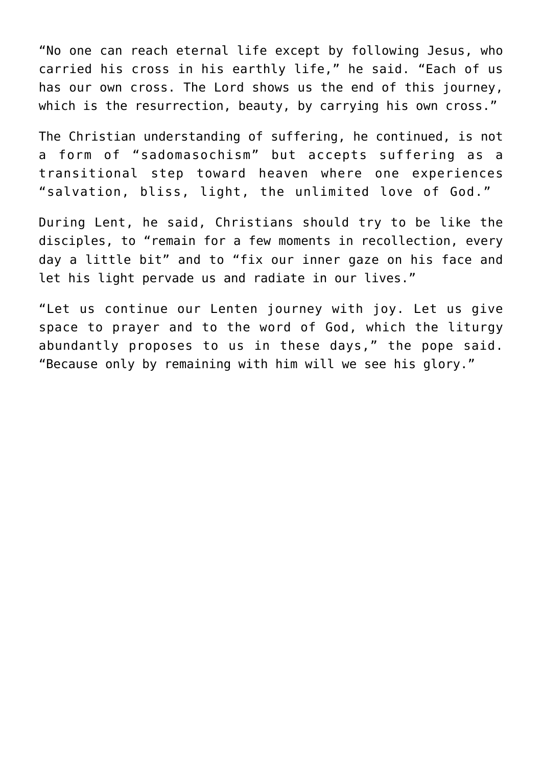"No one can reach eternal life except by following Jesus, who carried his cross in his earthly life," he said. "Each of us has our own cross. The Lord shows us the end of this journey, which is the resurrection, beauty, by carrying his own cross."

The Christian understanding of suffering, he continued, is not a form of "sadomasochism" but accepts suffering as a transitional step toward heaven where one experiences "salvation, bliss, light, the unlimited love of God."

During Lent, he said, Christians should try to be like the disciples, to "remain for a few moments in recollection, every day a little bit" and to "fix our inner gaze on his face and let his light pervade us and radiate in our lives."

"Let us continue our Lenten journey with joy. Let us give space to prayer and to the word of God, which the liturgy abundantly proposes to us in these days," the pope said. "Because only by remaining with him will we see his glory."